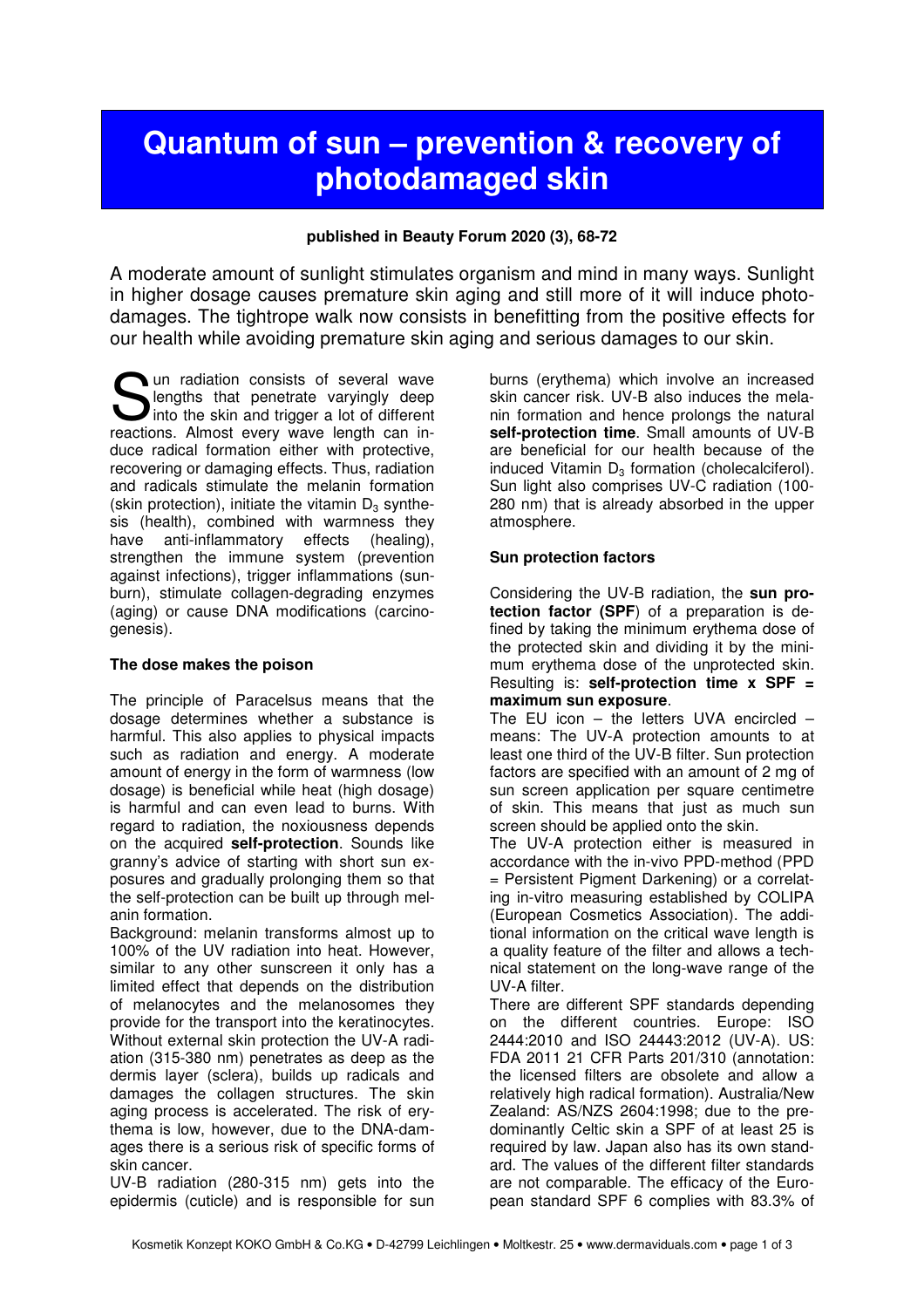# Quantum of sun – prevention & recovery of photodamaged skin

**published in Beauty Forum 2020 (3), 68-72**

A moderate amount of sunlight stimulates organism and mind in many ways. Sunlight in higher dosage causes premature skin aging and still more of it will induce photodamages. The tightrope walk now consists in benefitting from the positive effects for our health while avoiding premature skin aging and serious damages to our skin.

Sun radiation consists of several wave lengths that penetrate varyingly deep into the skin and trigger a lot of different reactions. Almost every wave length can induce radical formation either with protective, recovering or damaging effects. Thus, radiation and radicals stimulate the melanin formation (skin protection), initiate the vitamin $D_3$ synthesis (health), combined with warmness they have anti-inflammatory effects (healing), strengthen the immune system (prevention against infections), trigger inflammations (sunburn), stimulate collagen-degrading enzymes (aging) or cause DNA modifications (carcinogenesis).

### The dose makes the poison

The principle of Paracelsus means that the dosage determines whether a substance is harmful. This also applies to physical impacts such as radiation and energy. A moderate amount of energy in the form of warmness (low dosage) is beneficial while heat (high dosage) is harmful and can even lead to burns. With regard to radiation, the noxiousness depends on the acquired **self-protection**. Sounds like granny's advice of starting with short sun exposures and gradually prolonging them so that the self-protection can be built up through melanin formation.

Background: melanin transforms almost up to 100% of the UV radiation into heat. However, similar to any other sunscreen it only has a limited effect that depends on the distribution of melanocytes and the melanosomes they provide for the transport into the keratinocytes. Without external skin protection the UV-A radiation (315-380 nm) penetrates as deep as the dermis layer (sclera), builds up radicals and damages the collagen structures. The skin aging process is accelerated. The risk of erythema is low, however, due to the DNA-damages there is a serious risk of specific forms of skin cancer.

UV-B radiation (280-315 nm) gets into the epidermis (cuticle) and is responsible for sun burns (erythema) which involve an increased skin cancer risk. UV-B also induces the melanin formation and hence prolongs the natural **self-protection time**. Small amounts of UV-B are beneficial for our health because of the induced Vitamin $D_3$ formation (cholecalciferol). Sun light also comprises UV-C radiation (100-280 nm) that is already absorbed in the upper atmosphere.

### Sun protection factors

Considering the UV-B radiation, the **sun protection factor (SPF)** of a preparation is defined by taking the minimum erythema dose of the protected skin and dividing it by the minimum erythema dose of the unprotected skin. Resulting is: **self-protection time x SPF = maximum sun exposure**.

The EU icon – the letters UVA encircled – means: The UV-A protection amounts to at least one third of the UV-B filter. Sun protection factors are specified with an amount of 2 mg of sun screen application per square centimetre of skin. This means that just as much sun screen should be applied onto the skin.

The UV-A protection either is measured in accordance with the in-vivo PPD-method (PPD = Persistent Pigment Darkening) or a correlating in-vitro measuring established by COLIPA (European Cosmetics Association). The additional information on the critical wave length is a quality feature of the filter and allows a technical statement on the long-wave range of the UV-A filter.

There are different SPF standards depending on the different countries. Europe: ISO 2444:2010 and ISO 24443:2012 (UV-A). US: FDA 2011 21 CFR Parts 201/310 (annotation: the licensed filters are obsolete and allow a relatively high radical formation). Australia/New Zealand: AS/NZS 2604:1998; due to the predominantly Celtic skin a SPF of at least 25 is required by law. Japan also has its own standard. The values of the different filter standards are not comparable. The efficacy of the European standard SPF 6 complies with 83.3% of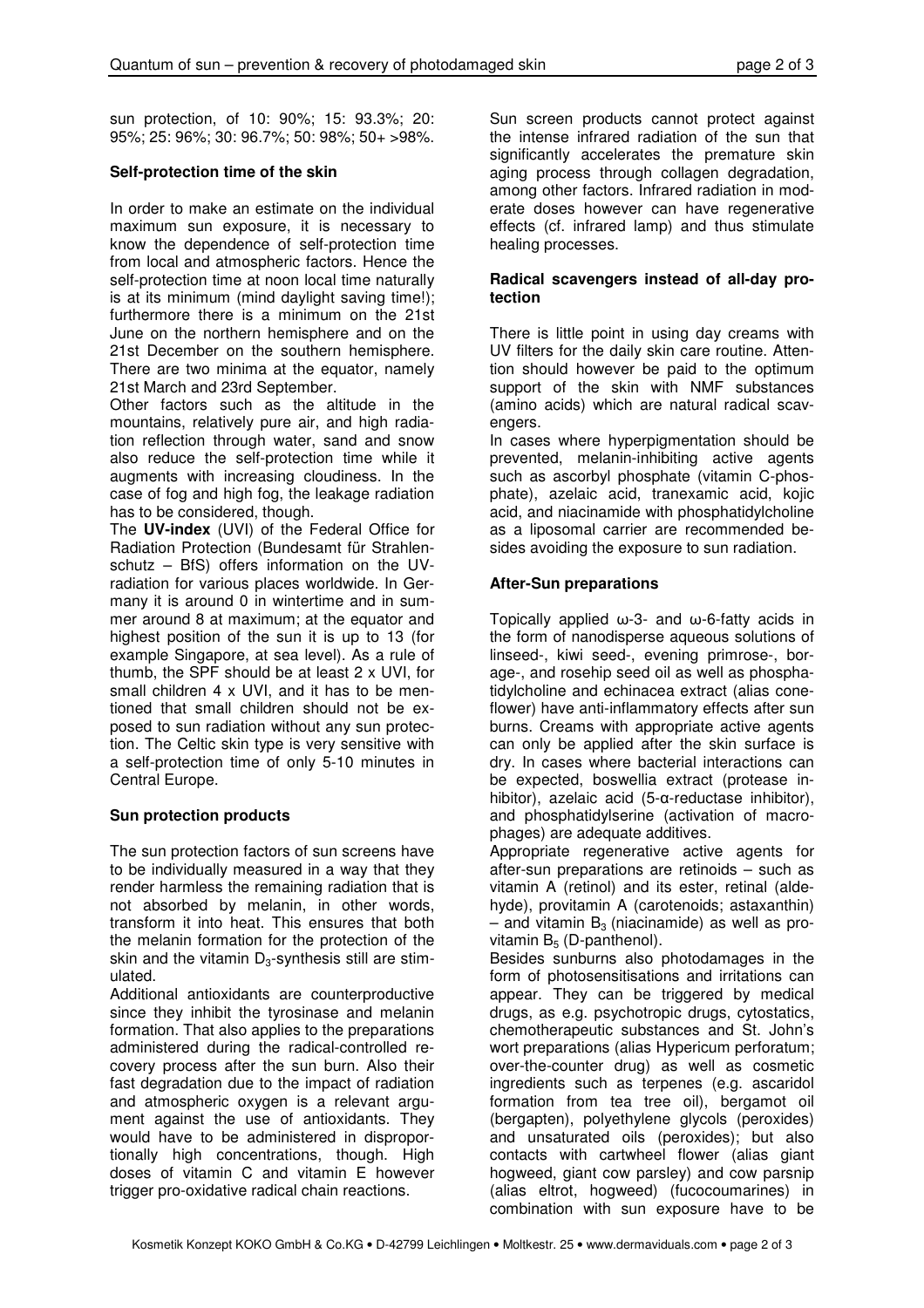sun protection, of 10: 90%; 15: 93.3%; 20: 95%; 25: 96%; 30: 96.7%; 50: 98%; 50+ >98%.

**Self-protection time of the skin**

In order to make an estimate on the individual maximum sun exposure, it is necessary to know the dependence of self-protection time from local and atmospheric factors. Hence the self-protection time at noon local time naturally is at its minimum (mind daylight saving time!); furthermore there is a minimum on the 21st June on the northern hemisphere and on the 21st December on the southern hemisphere. There are two minima at the equator, namely 21st March and 23rd September.

Other factors such as the altitude in the mountains, relatively pure air, and high radiation reflection through water, sand and snow also reduce the self-protection time while it augments with increasing cloudiness. In the case of fog and high fog, the leakage radiation has to be considered, though.

The **UV-index** (UVI) of the Federal Office for Radiation Protection (Bundesamt für Strahlenschutz – BfS) offers information on the UV-radiation for various places worldwide. In Germany it is around 0 in wintertime and in summer around 8 at maximum; at the equator and highest position of the sun it is up to 13 (for example Singapore, at sea level). As a rule of thumb, the SPF should be at least 2 x UVI, for small children 4 x UVI, and it has to be mentioned that small children should not be exposed to sun radiation without any sun protection. The Celtic skin type is very sensitive with a self-protection time of only 5-10 minutes in Central Europe.

**Sun protection products**

The sun protection factors of sun screens have to be individually measured in a way that they render harmless the remaining radiation that is not absorbed by melanin, in other words, transform it into heat. This ensures that both the melanin formation for the protection of the skin and the vitamin $D_3$-synthesis still are stimulated.

Additional antioxidants are counterproductive since they inhibit the tyrosinase and melanin formation. That also applies to the preparations administered during the radical-controlled recovery process after the sun burn. Also their fast degradation due to the impact of radiation and atmospheric oxygen is a relevant argument against the use of antioxidants. They would have to be administered in disproportionally high concentrations, though. High doses of vitamin C and vitamin E however trigger pro-oxidative radical chain reactions.

Sun screen products cannot protect against the intense infrared radiation of the sun that significantly accelerates the premature skin aging process through collagen degradation, among other factors. Infrared radiation in moderate doses however can have regenerative effects (cf. infrared lamp) and thus stimulate healing processes.

**Radical scavengers instead of all-day protection**

There is little point in using day creams with UV filters for the daily skin care routine. Attention should however be paid to the optimum support of the skin with NMF substances (amino acids) which are natural radical scavengers.

In cases where hyperpigmentation should be prevented, melanin-inhibiting active agents such as ascorbyl phosphate (vitamin C-phosphate), azelaic acid, tranexamic acid, kojic acid, and niacinamide with phosphatidylcholine as a liposomal carrier are recommended besides avoiding the exposure to sun radiation.

**After-Sun preparations**

Topically applied ω-3- and ω-6-fatty acids in the form of nanodisperse aqueous solutions of linseed-, kiwi seed-, evening primrose-, borage-, and rosehip seed oil as well as phosphatidylcholine and echinacea extract (alias coneflower) have anti-inflammatory effects after sun burns. Creams with appropriate active agents can only be applied after the skin surface is dry. In cases where bacterial interactions can be expected, boswellia extract (protease inhibitor), azelaic acid (5-α-reductase inhibitor), and phosphatidylserine (activation of macrophages) are adequate additives.

Appropriate regenerative active agents for after-sun preparations are retinoids – such as vitamin A (retinol) and its ester, retinal (aldehyde), provitamin A (carotenoids; astaxanthin) – and vitamin $B_3$ (niacinamide) as well as provitamin $B_5$ (D-panthenol).

Besides sunburns also photodamages in the form of photosensitisations and irritations can appear. They can be triggered by medical drugs, as e.g. psychotropic drugs, cytostatics, chemotherapeutic substances and St. John's wort preparations (alias Hypericum perforatum; over-the-counter drug) as well as cosmetic ingredients such as terpenes (e.g. ascaridol formation from tea tree oil), bergamot oil (bergapten), polyethylene glycols (peroxides) and unsaturated oils (peroxides); but also contacts with cartwheel flower (alias giant hogweed, giant cow parsley) and cow parsnip (alias eltrot, hogweed) (fucocoumarines) in combination with sun exposure have to be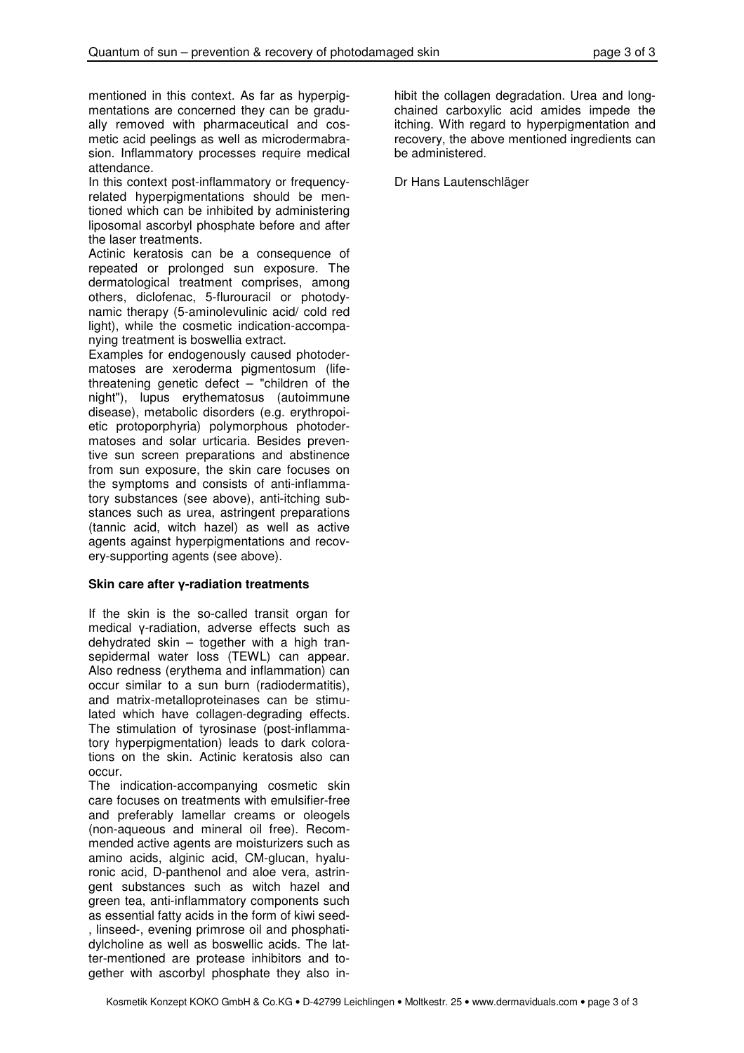mentioned in this context. As far as hyperpigmentations are concerned they can be gradually removed with pharmaceutical and cosmetic acid peelings as well as microdermabrasion. Inflammatory processes require medical attendance.

In this context post-inflammatory or frequency-related hyperpigmentations should be mentioned which can be inhibited by administering liposomal ascorbyl phosphate before and after the laser treatments.

Actinic keratosis can be a consequence of repeated or prolonged sun exposure. The dermatological treatment comprises, among others, diclofenac, 5-flurouracil or photodynamic therapy (5-aminolevulinic acid/ cold red light), while the cosmetic indication-accompanying treatment is boswellia extract.

Examples for endogenously caused photodermatoses are xeroderma pigmentosum (life-threatening genetic defect – "children of the night"), lupus erythematosus (autoimmune disease), metabolic disorders (e.g. erythropoietic protoporphyria) polymorphous photodermatoses and solar urticaria. Besides preventive sun screen preparations and abstinence from sun exposure, the skin care focuses on the symptoms and consists of anti-inflammatory substances (see above), anti-itching substances such as urea, astringent preparations (tannic acid, witch hazel) as well as active agents against hyperpigmentations and recovery-supporting agents (see above).

**Skin care after γ-radiation treatments**

If the skin is the so-called transit organ for medical γ-radiation, adverse effects such as dehydrated skin – together with a high transepidermal water loss (TEWL) can appear. Also redness (erythema and inflammation) can occur similar to a sun burn (radiodermatitis), and matrix-metalloproteinases can be stimulated which have collagen-degrading effects. The stimulation of tyrosinase (post-inflammatory hyperpigmentation) leads to dark colorations on the skin. Actinic keratosis also can occur.

The indication-accompanying cosmetic skin care focuses on treatments with emulsifier-free and preferably lamellar creams or oleogels (non-aqueous and mineral oil free). Recommended active agents are moisturizers such as amino acids, alginic acid, CM-glucan, hyaluronic acid, D-panthenol and aloe vera, astringent substances such as witch hazel and green tea, anti-inflammatory components such as essential fatty acids in the form of kiwi seed-, linseed-, evening primrose oil and phosphatidylcholine as well as boswellic acids. The latter-mentioned are protease inhibitors and together with ascorbyl phosphate they also inhibit the collagen degradation. Urea and long-chained carboxylic acid amides impede the itching. With regard to hyperpigmentation and recovery, the above mentioned ingredients can be administered.

Dr Hans Lautenschläger